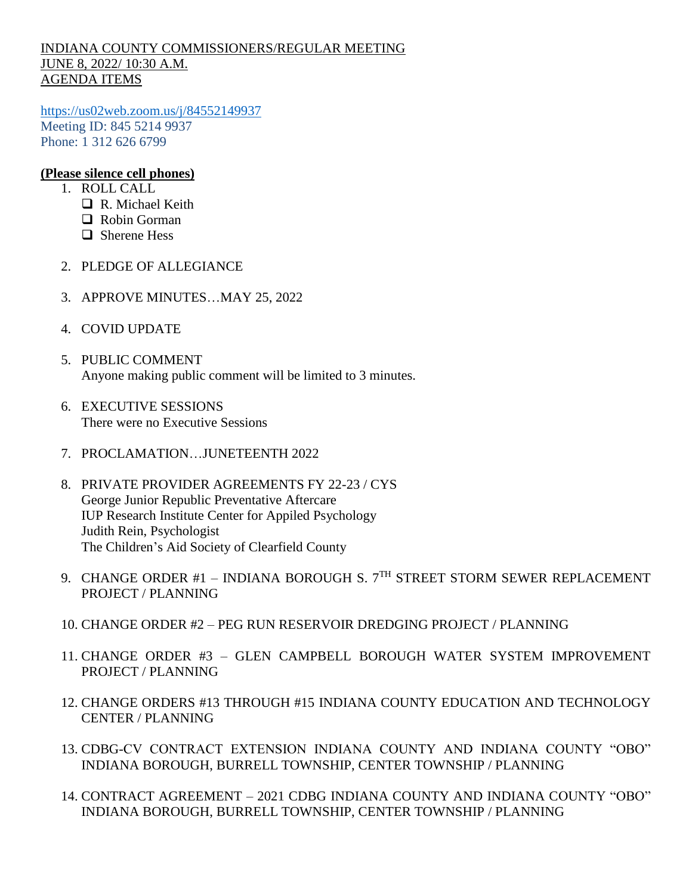INDIANA COUNTY COMMISSIONERS/REGULAR MEETING
JUNE 8, 2022/ 10:30 A.M.
AGENDA ITEMS

https://us02web.zoom.us/j/84552149937
Meeting ID: 845 5214 9937
Phone: 1 312 626 6799

**(Please silence cell phones)**

1. ROLL CALL
   - ❑ R. Michael Keith
   - ❑ Robin Gorman
   - ❑ Sherene Hess

2. PLEDGE OF ALLEGIANCE

3. APPROVE MINUTES…MAY 25, 2022

4. COVID UPDATE

5. PUBLIC COMMENT
   Anyone making public comment will be limited to 3 minutes.

6. EXECUTIVE SESSIONS
   There were no Executive Sessions

7. PROCLAMATION…JUNETEENTH 2022

8. PRIVATE PROVIDER AGREEMENTS FY 22-23 / CYS
   George Junior Republic Preventative Aftercare
   IUP Research Institute Center for Appiled Psychology
   Judith Rein, Psychologist
   The Children's Aid Society of Clearfield County

9. CHANGE ORDER #1 – INDIANA BOROUGH S. 7TH STREET STORM SEWER REPLACEMENT PROJECT / PLANNING

10. CHANGE ORDER #2 – PEG RUN RESERVOIR DREDGING PROJECT / PLANNING

11. CHANGE ORDER #3 – GLEN CAMPBELL BOROUGH WATER SYSTEM IMPROVEMENT PROJECT / PLANNING

12. CHANGE ORDERS #13 THROUGH #15 INDIANA COUNTY EDUCATION AND TECHNOLOGY CENTER / PLANNING

13. CDBG-CV CONTRACT EXTENSION INDIANA COUNTY AND INDIANA COUNTY "OBO" INDIANA BOROUGH, BURRELL TOWNSHIP, CENTER TOWNSHIP / PLANNING

14. CONTRACT AGREEMENT – 2021 CDBG INDIANA COUNTY AND INDIANA COUNTY "OBO" INDIANA BOROUGH, BURRELL TOWNSHIP, CENTER TOWNSHIP / PLANNING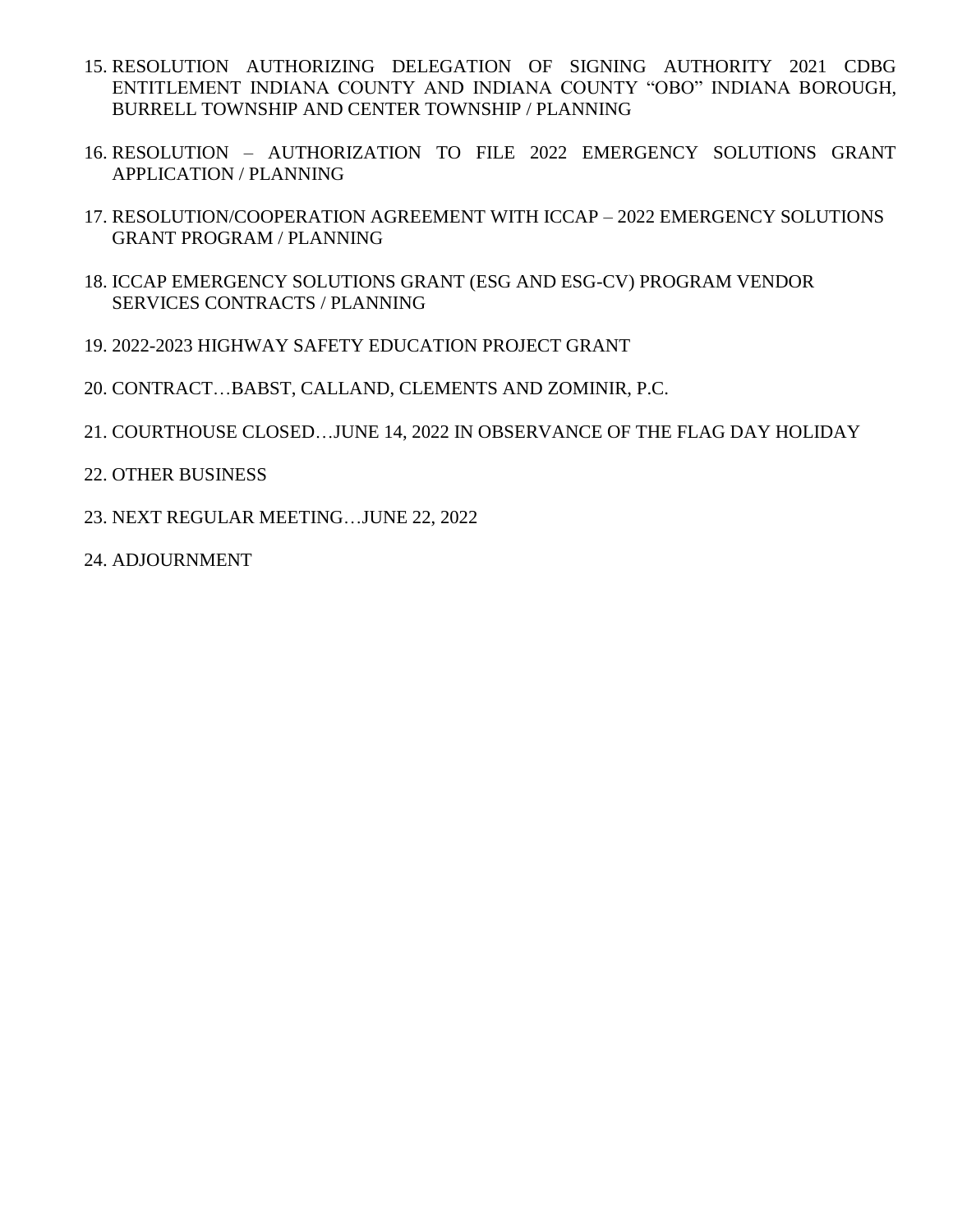15. RESOLUTION AUTHORIZING DELEGATION OF SIGNING AUTHORITY 2021 CDBG ENTITLEMENT INDIANA COUNTY AND INDIANA COUNTY "OBO" INDIANA BOROUGH, BURRELL TOWNSHIP AND CENTER TOWNSHIP / PLANNING

16. RESOLUTION – AUTHORIZATION TO FILE 2022 EMERGENCY SOLUTIONS GRANT APPLICATION / PLANNING

17. RESOLUTION/COOPERATION AGREEMENT WITH ICCAP – 2022 EMERGENCY SOLUTIONS GRANT PROGRAM / PLANNING

18. ICCAP EMERGENCY SOLUTIONS GRANT (ESG AND ESG-CV) PROGRAM VENDOR SERVICES CONTRACTS / PLANNING

19. 2022-2023 HIGHWAY SAFETY EDUCATION PROJECT GRANT

20. CONTRACT…BABST, CALLAND, CLEMENTS AND ZOMINIR, P.C.

21. COURTHOUSE CLOSED…JUNE 14, 2022 IN OBSERVANCE OF THE FLAG DAY HOLIDAY

22. OTHER BUSINESS

23. NEXT REGULAR MEETING…JUNE 22, 2022

24. ADJOURNMENT